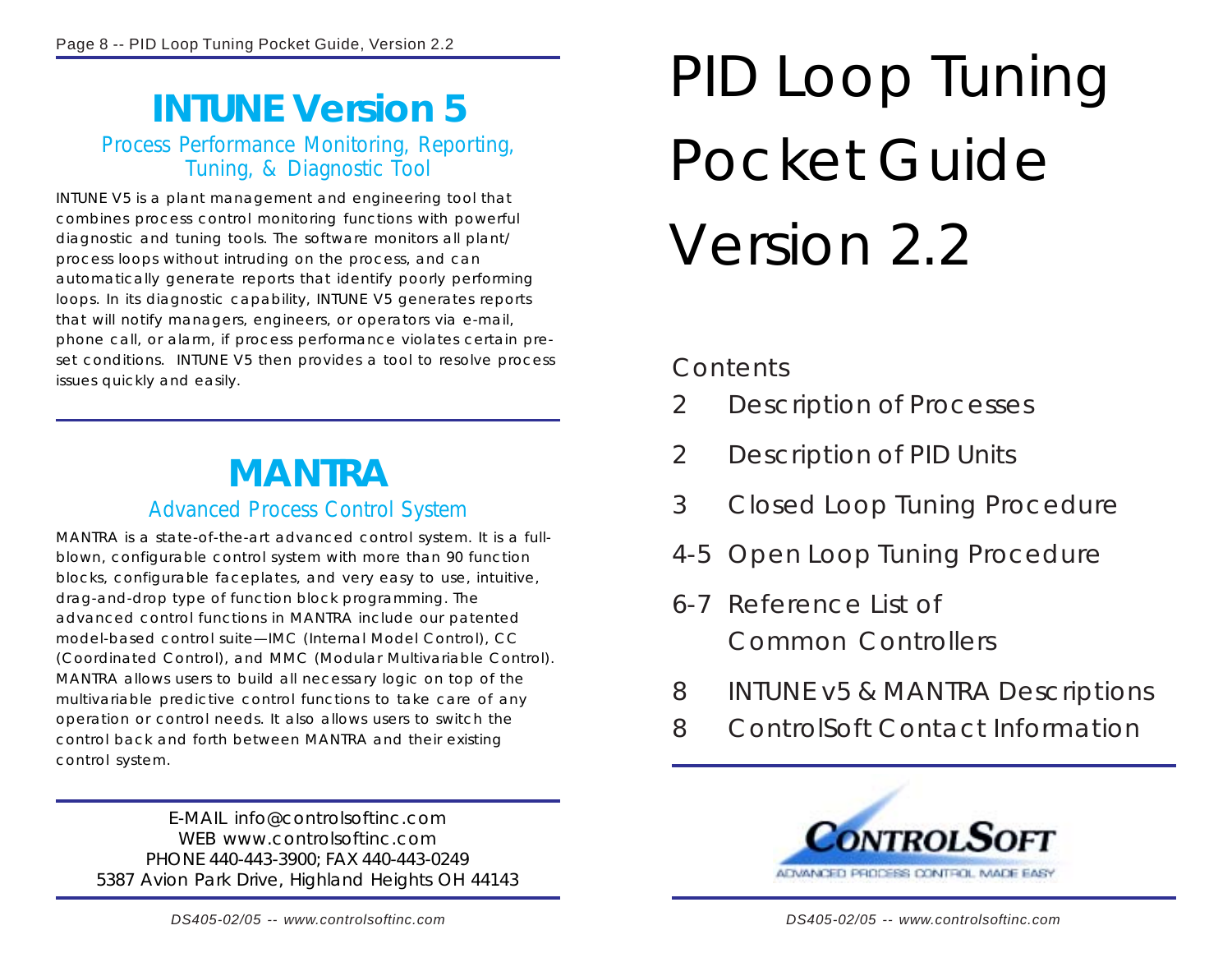## INTUNE Version 5

### Process Performance Monitoring, Reporting, Tuning, & Diagnostic Tool

INTUNE V5 is a plant management and engineering tool that combines process control monitoring functions with powerful diagnostic and tuning tools. The software monitors all plant/process loops without intruding on the process, and can automatically generate reports that identify poorly performing loops. In its diagnostic capability, INTUNE V5 generates reports that will notify managers, engineers, or operators via e-mail, phone call, or alarm, if process performance violates certain pre-set conditions. INTUNE V5 then provides a tool to resolve process issues quickly and easily.

## MANTRA

### Advanced Process Control System

MANTRA is a state-of-the-art advanced control system. It is a full-blown, configurable control system with more than 90 function blocks, configurable faceplates, and very easy to use, intuitive, drag-and-drop type of function block programming. The advanced control functions in MANTRA include our patented model-based control suite—IMC (Internal Model Control), CC (Coordinated Control), and MMC (Modular Multivariable Control). MANTRA allows users to build all necessary logic on top of the multivariable predictive control functions to take care of any operation or control needs. It also allows users to switch the control back and forth between MANTRA and their existing control system.

E-MAIL info@controlsoftinc.com
WEB www.controlsoftinc.com
PHONE 440-443-3900; FAX 440-443-0249
5387 Avion Park Drive, Highland Heights OH 44143

# PID Loop Tuning Pocket Guide Version 2.2

Contents

- 2 Description of Processes
- 2 Description of PID Units
- 3 Closed Loop Tuning Procedure
- 4-5 Open Loop Tuning Procedure
- 6-7 Reference List of Common Controllers
- 8 INTUNE v5 & MANTRA Descriptions
- 8 ControlSoft Contact Information

CONTROLSOFT
ADVANCED PROCESS CONTROL MADE EASY

DS405-02/05 -- www.controlsoftinc.com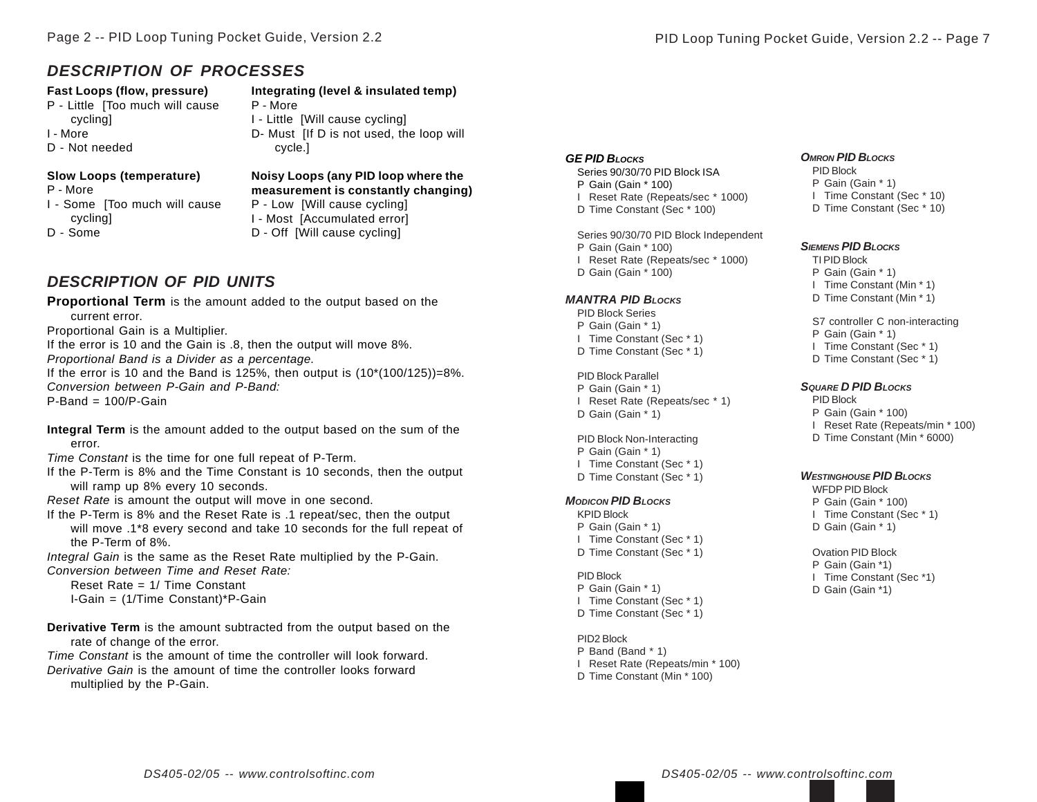## DESCRIPTION OF PROCESSES

**Fast Loops (flow, pressure)**
P - Little [Too much will cause cycling]
I - More
D - Not needed

**Integrating (level & insulated temp)**
P - More
I - Little [Will cause cycling]
D- Must [If D is not used, the loop will cycle.]

**Slow Loops (temperature)**
P - More
I - Some [Too much will cause cycling]
D - Some

**Noisy Loops (any PID loop where the measurement is constantly changing)**
P - Low [Will cause cycling]
I - Most [Accumulated error]
D - Off [Will cause cycling]

## DESCRIPTION OF PID UNITS

**Proportional Term** is the amount added to the output based on the current error.
Proportional Gain is a Multiplier.
If the error is 10 and the Gain is .8, then the output will move 8%.
*Proportional Band is a Divider as a percentage.*
If the error is 10 and the Band is 125%, then output is (10*(100/125))=8%.
*Conversion between P-Gain and P-Band:*
P-Band = 100/P-Gain

**Integral Term** is the amount added to the output based on the sum of the error.
*Time Constant* is the time for one full repeat of P-Term.
If the P-Term is 8% and the Time Constant is 10 seconds, then the output will ramp up 8% every 10 seconds.
*Reset Rate* is amount the output will move in one second.
If the P-Term is 8% and the Reset Rate is .1 repeat/sec, then the output will move .1*8 every second and take 10 seconds for the full repeat of the P-Term of 8%.
*Integral Gain* is the same as the Reset Rate multiplied by the P-Gain.
*Conversion between Time and Reset Rate:*
Reset Rate = 1/ Time Constant
I-Gain = (1/Time Constant)*P-Gain

**Derivative Term** is the amount subtracted from the output based on the rate of change of the error.
*Time Constant* is the amount of time the controller will look forward.
*Derivative Gain* is the amount of time the controller looks forward multiplied by the P-Gain.

### GE PID BLOCKS

Series 90/30/70 PID Block ISA
P Gain (Gain * 100)
I Reset Rate (Repeats/sec * 1000)
D Time Constant (Sec * 100)

Series 90/30/70 PID Block Independent
P Gain (Gain * 100)
I Reset Rate (Repeats/sec * 1000)
D Gain (Gain * 100)

### MANTRA PID BLOCKS

PID Block Series
P Gain (Gain * 1)
I Time Constant (Sec * 1)
D Time Constant (Sec * 1)

PID Block Parallel
P Gain (Gain * 1)
I Reset Rate (Repeats/sec * 1)
D Gain (Gain * 1)

PID Block Non-Interacting
P Gain (Gain * 1)
I Time Constant (Sec * 1)
D Time Constant (Sec * 1)

### MODICON PID BLOCKS

KPID Block
P Gain (Gain * 1)
I Time Constant (Sec * 1)
D Time Constant (Sec * 1)

PID Block
P Gain (Gain * 1)
I Time Constant (Sec * 1)
D Time Constant (Sec * 1)

PID2 Block
P Band (Band * 1)
I Reset Rate (Repeats/min * 100)
D Time Constant (Min * 100)

### OMRON PID BLOCKS

PID Block
P Gain (Gain * 1)
I Time Constant (Sec * 10)
D Time Constant (Sec * 10)

### SIEMENS PID BLOCKS

TI PID Block
P Gain (Gain * 1)
I Time Constant (Min * 1)
D Time Constant (Min * 1)

S7 controller C non-interacting
P Gain (Gain * 1)
I Time Constant (Sec * 1)
D Time Constant (Sec * 1)

### SQUARE D PID BLOCKS

PID Block
P Gain (Gain * 100)
I Reset Rate (Repeats/min * 100)
D Time Constant (Min * 6000)

### WESTINGHOUSE PID BLOCKS

WFDP PID Block
P Gain (Gain * 100)
I Time Constant (Sec * 1)
D Gain (Gain * 1)

Ovation PID Block
P Gain (Gain *1)
I Time Constant (Sec *1)
D Gain (Gain *1)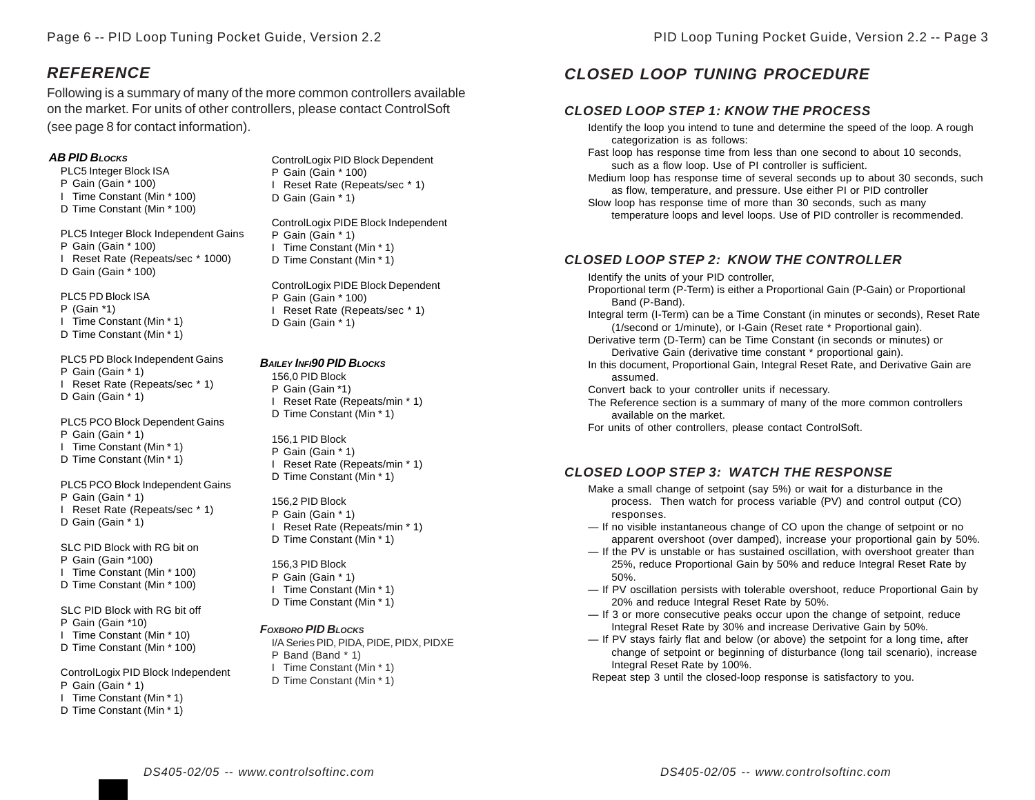## REFERENCE

Following is a summary of many of the more common controllers available on the market. For units of other controllers, please contact ControlSoft (see page 8 for contact information).

### AB PID BLOCKS

PLC5 Integer Block ISA
P Gain (Gain * 100)
I Time Constant (Min * 100)
D Time Constant (Min * 100)

PLC5 Integer Block Independent Gains
P Gain (Gain * 100)
I Reset Rate (Repeats/sec * 1000)
D Gain (Gain * 100)

PLC5 PD Block ISA
P (Gain *1)
I Time Constant (Min * 1)
D Time Constant (Min * 1)

PLC5 PD Block Independent Gains
P Gain (Gain * 1)
I Reset Rate (Repeats/sec * 1)
D Gain (Gain * 1)

PLC5 PCO Block Dependent Gains
P Gain (Gain * 1)
I Time Constant (Min * 1)
D Time Constant (Min * 1)

PLC5 PCO Block Independent Gains
P Gain (Gain * 1)
I Reset Rate (Repeats/sec * 1)
D Gain (Gain * 1)

SLC PID Block with RG bit on
P Gain (Gain *100)
I Time Constant (Min * 100)
D Time Constant (Min * 100)

SLC PID Block with RG bit off
P Gain (Gain *10)
I Time Constant (Min * 10)
D Time Constant (Min * 100)

ControlLogix PID Block Independent
P Gain (Gain * 1)
I Time Constant (Min * 1)
D Time Constant (Min * 1)

ControlLogix PID Block Dependent
P Gain (Gain * 100)
I Reset Rate (Repeats/sec * 1)
D Gain (Gain * 1)

ControlLogix PIDE Block Independent
P Gain (Gain * 1)
I Time Constant (Min * 1)
D Time Constant (Min * 1)

ControlLogix PIDE Block Dependent
P Gain (Gain * 100)
I Reset Rate (Repeats/sec * 1)
D Gain (Gain * 1)

### BAILEY INFI90 PID BLOCKS

156,0 PID Block
P Gain (Gain *1)
I Reset Rate (Repeats/min * 1)
D Time Constant (Min * 1)

156,1 PID Block
P Gain (Gain * 1)
I Reset Rate (Repeats/min * 1)
D Time Constant (Min * 1)

156,2 PID Block
P Gain (Gain * 1)
I Reset Rate (Repeats/min * 1)
D Time Constant (Min * 1)

156,3 PID Block
P Gain (Gain * 1)
I Time Constant (Min * 1)
D Time Constant (Min * 1)

### FOXBORO PID BLOCKS

I/A Series PID, PIDA, PIDE, PIDX, PIDXE
P Band (Band * 1)
I Time Constant (Min * 1)
D Time Constant (Min * 1)

## CLOSED LOOP TUNING PROCEDURE

### CLOSED LOOP STEP 1: KNOW THE PROCESS

Identify the loop you intend to tune and determine the speed of the loop. A rough categorization is as follows:

Fast loop has response time from less than one second to about 10 seconds, such as a flow loop. Use of PI controller is sufficient.

Medium loop has response time of several seconds up to about 30 seconds, such as flow, temperature, and pressure. Use either PI or PID controller

Slow loop has response time of more than 30 seconds, such as many temperature loops and level loops. Use of PID controller is recommended.

### CLOSED LOOP STEP 2: KNOW THE CONTROLLER

Identify the units of your PID controller,

Proportional term (P-Term) is either a Proportional Gain (P-Gain) or Proportional Band (P-Band).

Integral term (I-Term) can be a Time Constant (in minutes or seconds), Reset Rate (1/second or 1/minute), or I-Gain (Reset rate * Proportional gain).

Derivative term (D-Term) can be Time Constant (in seconds or minutes) or Derivative Gain (derivative time constant * proportional gain).

In this document, Proportional Gain, Integral Reset Rate, and Derivative Gain are assumed.

Convert back to your controller units if necessary.

The Reference section is a summary of many of the more common controllers available on the market.

For units of other controllers, please contact ControlSoft.

### CLOSED LOOP STEP 3: WATCH THE RESPONSE

Make a small change of setpoint (say 5%) or wait for a disturbance in the process. Then watch for process variable (PV) and control output (CO) responses.

— If no visible instantaneous change of CO upon the change of setpoint or no apparent overshoot (over damped), increase your proportional gain by 50%.

— If the PV is unstable or has sustained oscillation, with overshoot greater than 25%, reduce Proportional Gain by 50% and reduce Integral Reset Rate by 50%.

— If PV oscillation persists with tolerable overshoot, reduce Proportional Gain by 20% and reduce Integral Reset Rate by 50%.

— If 3 or more consecutive peaks occur upon the change of setpoint, reduce Integral Reset Rate by 30% and increase Derivative Gain by 50%.

— If PV stays fairly flat and below (or above) the setpoint for a long time, after change of setpoint or beginning of disturbance (long tail scenario), increase Integral Reset Rate by 100%.

Repeat step 3 until the closed-loop response is satisfactory to you.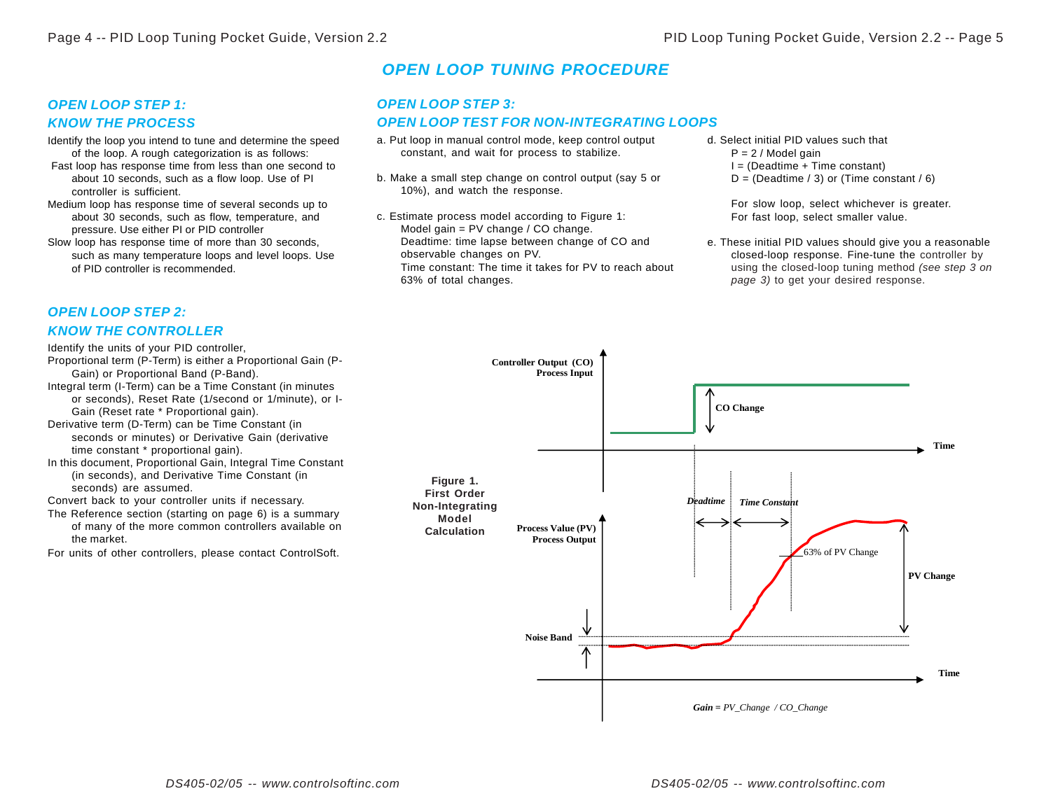# OPEN LOOP TUNING PROCEDURE

## OPEN LOOP STEP 1:
## KNOW THE PROCESS

Identify the loop you intend to tune and determine the speed of the loop. A rough categorization is as follows:

Fast loop has response time from less than one second to about 10 seconds, such as a flow loop. Use of PI controller is sufficient.

Medium loop has response time of several seconds up to about 30 seconds, such as flow, temperature, and pressure. Use either PI or PID controller

Slow loop has response time of more than 30 seconds, such as many temperature loops and level loops. Use of PID controller is recommended.

## OPEN LOOP STEP 2:
## KNOW THE CONTROLLER

Identify the units of your PID controller,

Proportional term (P-Term) is either a Proportional Gain (P-Gain) or Proportional Band (P-Band).

Integral term (I-Term) can be a Time Constant (in minutes or seconds), Reset Rate (1/second or 1/minute), or I-Gain (Reset rate * Proportional gain).

Derivative term (D-Term) can be Time Constant (in seconds or minutes) or Derivative Gain (derivative time constant * proportional gain).

In this document, Proportional Gain, Integral Time Constant (in seconds), and Derivative Time Constant (in seconds) are assumed.

Convert back to your controller units if necessary.

The Reference section (starting on page 6) is a summary of many of the more common controllers available on the market.

For units of other controllers, please contact ControlSoft.

## OPEN LOOP STEP 3:
## OPEN LOOP TEST FOR NON-INTEGRATING LOOPS

a. Put loop in manual control mode, keep control output constant, and wait for process to stabilize.

b. Make a small step change on control output (say 5 or 10%), and watch the response.

c. Estimate process model according to Figure 1:
   Model gain = PV change / CO change.
   Deadtime: time lapse between change of CO and observable changes on PV.
   Time constant: The time it takes for PV to reach about 63% of total changes.

d. Select initial PID values such that
   P = 2 / Model gain
   I = (Deadtime + Time constant)
   D = (Deadtime / 3) or (Time constant / 6)

   For slow loop, select whichever is greater.
   For fast loop, select smaller value.

e. These initial PID values should give you a reasonable closed-loop response. Fine-tune the controller by using the closed-loop tuning method *(see step 3 on page 3)* to get your desired response.

Controller Output (CO)
Process Input
CO Change
Time
Deadtime
Time Constant
Process Value (PV)
Process Output
63% of PV Change
PV Change
Noise Band
Time
*Gain = PV_Change / CO_Change*

**Figure 1.
First Order
Non-Integrating
Model
Calculation**